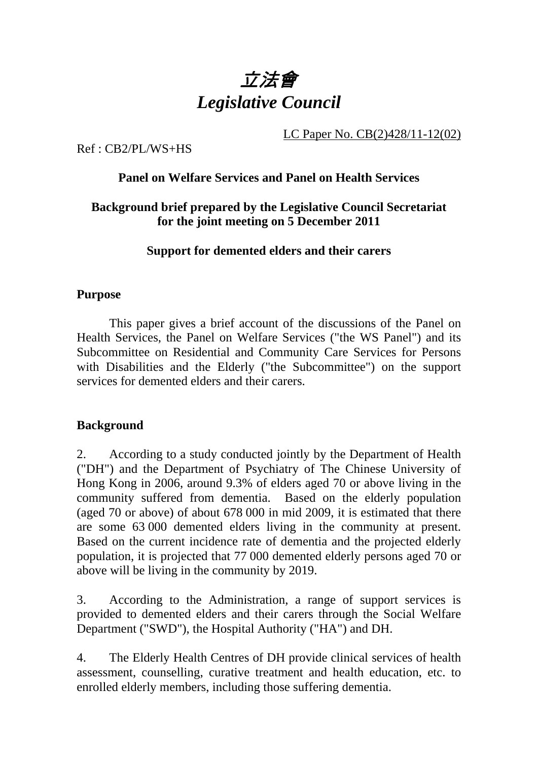# *立法會*
# *Legislative Council*

LC Paper No. CB(2)428/11-12(02)

Ref : CB2/PL/WS+HS

**Panel on Welfare Services and Panel on Health Services**

**Background brief prepared by the Legislative Council Secretariat for the joint meeting on 5 December 2011**

**Support for demented elders and their carers**

## Purpose

This paper gives a brief account of the discussions of the Panel on Health Services, the Panel on Welfare Services ("the WS Panel") and its Subcommittee on Residential and Community Care Services for Persons with Disabilities and the Elderly ("the Subcommittee") on the support services for demented elders and their carers.

## Background

2. According to a study conducted jointly by the Department of Health ("DH") and the Department of Psychiatry of The Chinese University of Hong Kong in 2006, around 9.3% of elders aged 70 or above living in the community suffered from dementia. Based on the elderly population (aged 70 or above) of about 678 000 in mid 2009, it is estimated that there are some 63 000 demented elders living in the community at present. Based on the current incidence rate of dementia and the projected elderly population, it is projected that 77 000 demented elderly persons aged 70 or above will be living in the community by 2019.

3. According to the Administration, a range of support services is provided to demented elders and their carers through the Social Welfare Department ("SWD"), the Hospital Authority ("HA") and DH.

4. The Elderly Health Centres of DH provide clinical services of health assessment, counselling, curative treatment and health education, etc. to enrolled elderly members, including those suffering dementia.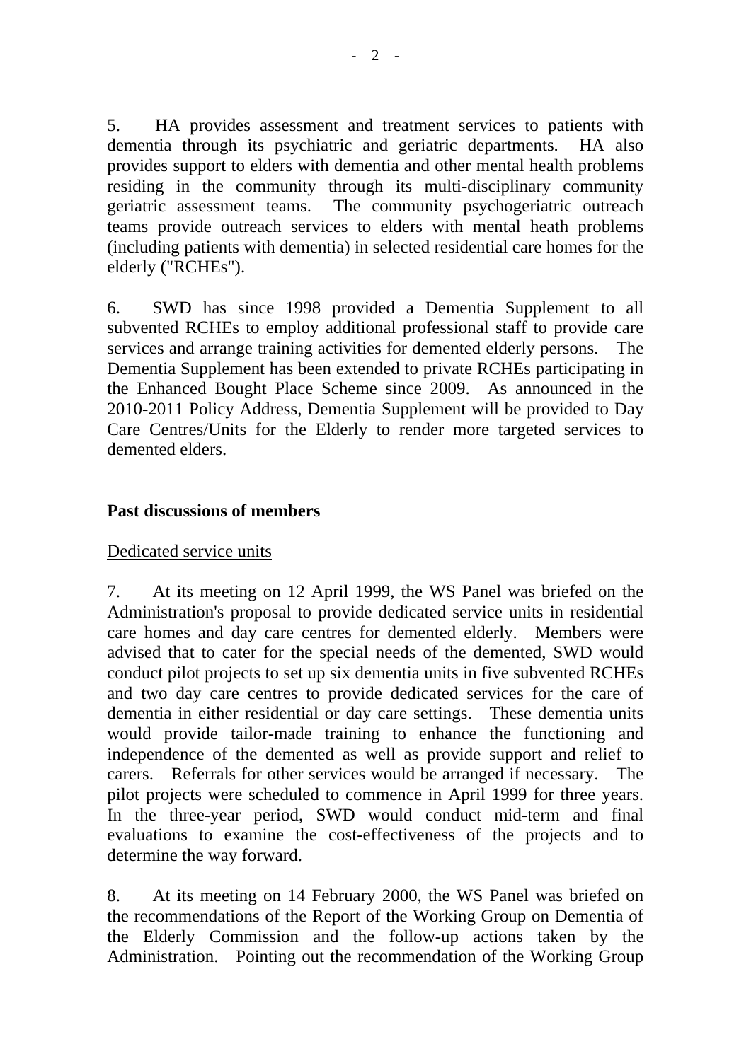5. HA provides assessment and treatment services to patients with dementia through its psychiatric and geriatric departments. HA also provides support to elders with dementia and other mental health problems residing in the community through its multi-disciplinary community geriatric assessment teams. The community psychogeriatric outreach teams provide outreach services to elders with mental heath problems (including patients with dementia) in selected residential care homes for the elderly ("RCHEs").

6. SWD has since 1998 provided a Dementia Supplement to all subvented RCHEs to employ additional professional staff to provide care services and arrange training activities for demented elderly persons. The Dementia Supplement has been extended to private RCHEs participating in the Enhanced Bought Place Scheme since 2009. As announced in the 2010-2011 Policy Address, Dementia Supplement will be provided to Day Care Centres/Units for the Elderly to render more targeted services to demented elders.

## Past discussions of members

Dedicated service units

7. At its meeting on 12 April 1999, the WS Panel was briefed on the Administration's proposal to provide dedicated service units in residential care homes and day care centres for demented elderly. Members were advised that to cater for the special needs of the demented, SWD would conduct pilot projects to set up six dementia units in five subvented RCHEs and two day care centres to provide dedicated services for the care of dementia in either residential or day care settings. These dementia units would provide tailor-made training to enhance the functioning and independence of the demented as well as provide support and relief to carers. Referrals for other services would be arranged if necessary. The pilot projects were scheduled to commence in April 1999 for three years. In the three-year period, SWD would conduct mid-term and final evaluations to examine the cost-effectiveness of the projects and to determine the way forward.

8. At its meeting on 14 February 2000, the WS Panel was briefed on the recommendations of the Report of the Working Group on Dementia of the Elderly Commission and the follow-up actions taken by the Administration. Pointing out the recommendation of the Working Group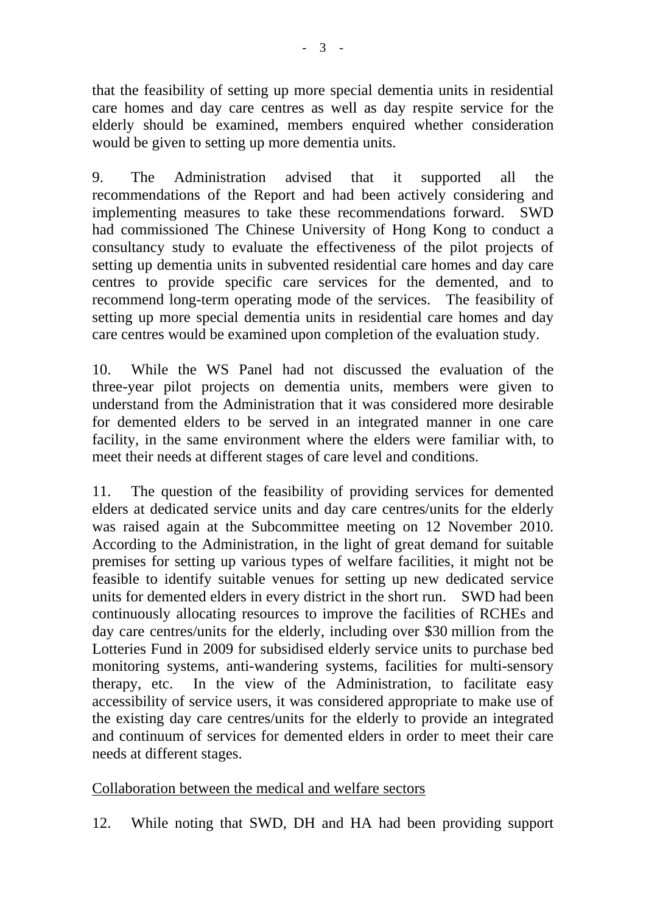that the feasibility of setting up more special dementia units in residential care homes and day care centres as well as day respite service for the elderly should be examined, members enquired whether consideration would be given to setting up more dementia units.

9. The Administration advised that it supported all the recommendations of the Report and had been actively considering and implementing measures to take these recommendations forward. SWD had commissioned The Chinese University of Hong Kong to conduct a consultancy study to evaluate the effectiveness of the pilot projects of setting up dementia units in subvented residential care homes and day care centres to provide specific care services for the demented, and to recommend long-term operating mode of the services. The feasibility of setting up more special dementia units in residential care homes and day care centres would be examined upon completion of the evaluation study.

10. While the WS Panel had not discussed the evaluation of the three-year pilot projects on dementia units, members were given to understand from the Administration that it was considered more desirable for demented elders to be served in an integrated manner in one care facility, in the same environment where the elders were familiar with, to meet their needs at different stages of care level and conditions.

11. The question of the feasibility of providing services for demented elders at dedicated service units and day care centres/units for the elderly was raised again at the Subcommittee meeting on 12 November 2010. According to the Administration, in the light of great demand for suitable premises for setting up various types of welfare facilities, it might not be feasible to identify suitable venues for setting up new dedicated service units for demented elders in every district in the short run. SWD had been continuously allocating resources to improve the facilities of RCHEs and day care centres/units for the elderly, including over $30 million from the Lotteries Fund in 2009 for subsidised elderly service units to purchase bed monitoring systems, anti-wandering systems, facilities for multi-sensory therapy, etc. In the view of the Administration, to facilitate easy accessibility of service users, it was considered appropriate to make use of the existing day care centres/units for the elderly to provide an integrated and continuum of services for demented elders in order to meet their care needs at different stages.

<u>Collaboration between the medical and welfare sectors</u>

12. While noting that SWD, DH and HA had been providing support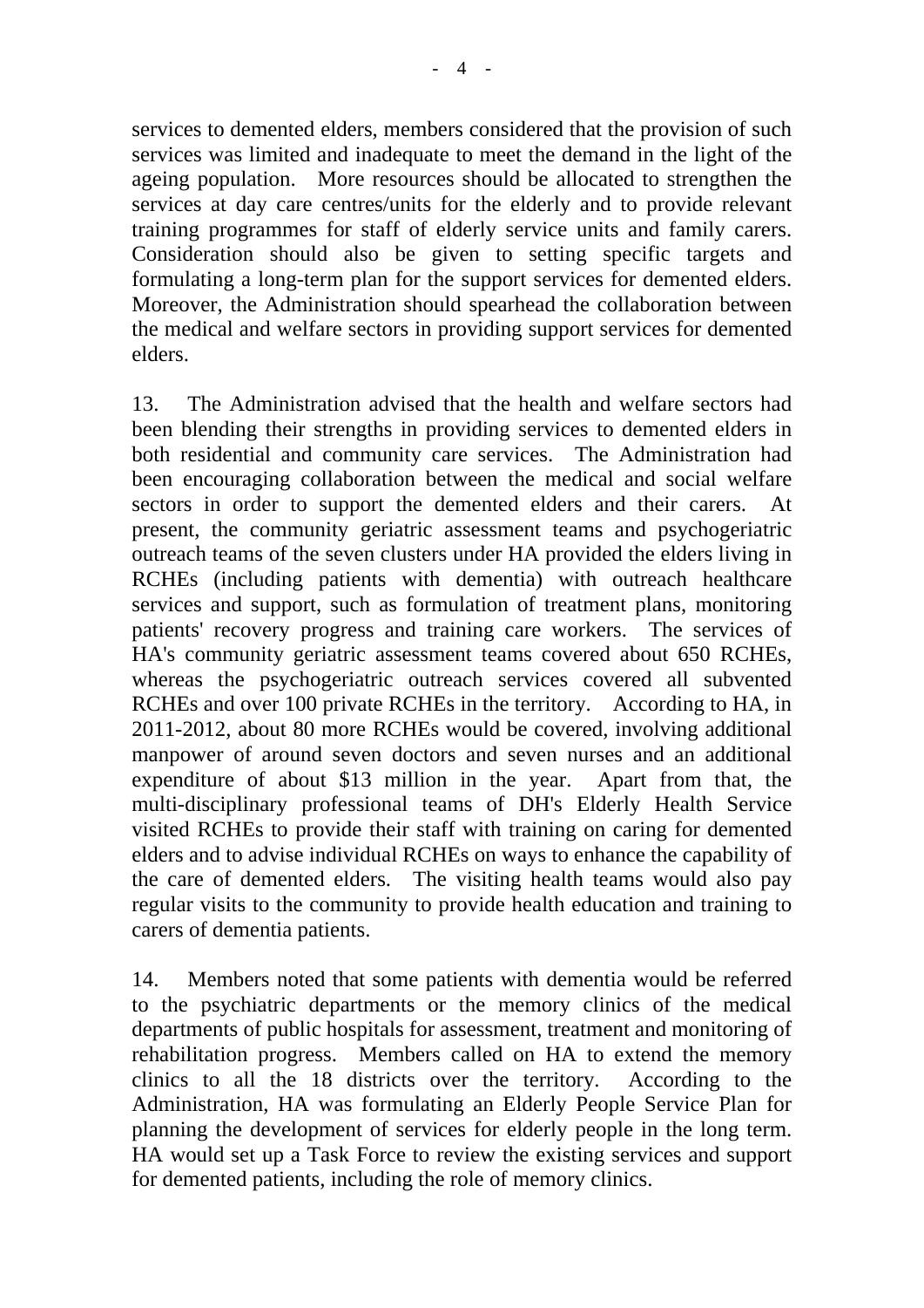services to demented elders, members considered that the provision of such services was limited and inadequate to meet the demand in the light of the ageing population. More resources should be allocated to strengthen the services at day care centres/units for the elderly and to provide relevant training programmes for staff of elderly service units and family carers. Consideration should also be given to setting specific targets and formulating a long-term plan for the support services for demented elders. Moreover, the Administration should spearhead the collaboration between the medical and welfare sectors in providing support services for demented elders.

13. The Administration advised that the health and welfare sectors had been blending their strengths in providing services to demented elders in both residential and community care services. The Administration had been encouraging collaboration between the medical and social welfare sectors in order to support the demented elders and their carers. At present, the community geriatric assessment teams and psychogeriatric outreach teams of the seven clusters under HA provided the elders living in RCHEs (including patients with dementia) with outreach healthcare services and support, such as formulation of treatment plans, monitoring patients' recovery progress and training care workers. The services of HA's community geriatric assessment teams covered about 650 RCHEs, whereas the psychogeriatric outreach services covered all subvented RCHEs and over 100 private RCHEs in the territory. According to HA, in 2011-2012, about 80 more RCHEs would be covered, involving additional manpower of around seven doctors and seven nurses and an additional expenditure of about $13 million in the year. Apart from that, the multi-disciplinary professional teams of DH's Elderly Health Service visited RCHEs to provide their staff with training on caring for demented elders and to advise individual RCHEs on ways to enhance the capability of the care of demented elders. The visiting health teams would also pay regular visits to the community to provide health education and training to carers of dementia patients.

14. Members noted that some patients with dementia would be referred to the psychiatric departments or the memory clinics of the medical departments of public hospitals for assessment, treatment and monitoring of rehabilitation progress. Members called on HA to extend the memory clinics to all the 18 districts over the territory. According to the Administration, HA was formulating an Elderly People Service Plan for planning the development of services for elderly people in the long term. HA would set up a Task Force to review the existing services and support for demented patients, including the role of memory clinics.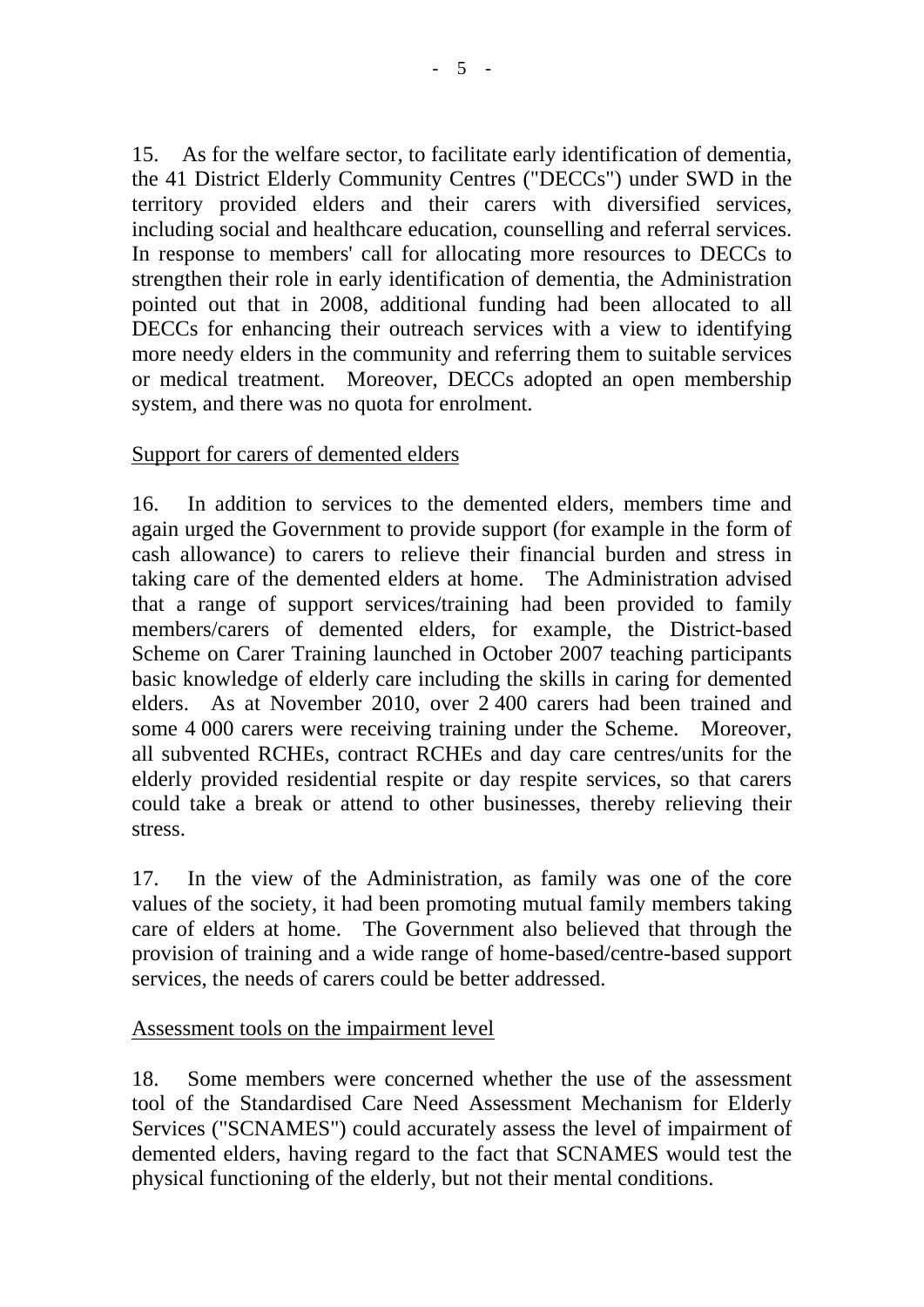15. As for the welfare sector, to facilitate early identification of dementia, the 41 District Elderly Community Centres ("DECCs") under SWD in the territory provided elders and their carers with diversified services, including social and healthcare education, counselling and referral services. In response to members' call for allocating more resources to DECCs to strengthen their role in early identification of dementia, the Administration pointed out that in 2008, additional funding had been allocated to all DECCs for enhancing their outreach services with a view to identifying more needy elders in the community and referring them to suitable services or medical treatment. Moreover, DECCs adopted an open membership system, and there was no quota for enrolment.

<u>Support for carers of demented elders</u>

16. In addition to services to the demented elders, members time and again urged the Government to provide support (for example in the form of cash allowance) to carers to relieve their financial burden and stress in taking care of the demented elders at home. The Administration advised that a range of support services/training had been provided to family members/carers of demented elders, for example, the District-based Scheme on Carer Training launched in October 2007 teaching participants basic knowledge of elderly care including the skills in caring for demented elders. As at November 2010, over 2 400 carers had been trained and some 4 000 carers were receiving training under the Scheme. Moreover, all subvented RCHEs, contract RCHEs and day care centres/units for the elderly provided residential respite or day respite services, so that carers could take a break or attend to other businesses, thereby relieving their stress.

17. In the view of the Administration, as family was one of the core values of the society, it had been promoting mutual family members taking care of elders at home. The Government also believed that through the provision of training and a wide range of home-based/centre-based support services, the needs of carers could be better addressed.

<u>Assessment tools on the impairment level</u>

18. Some members were concerned whether the use of the assessment tool of the Standardised Care Need Assessment Mechanism for Elderly Services ("SCNAMES") could accurately assess the level of impairment of demented elders, having regard to the fact that SCNAMES would test the physical functioning of the elderly, but not their mental conditions.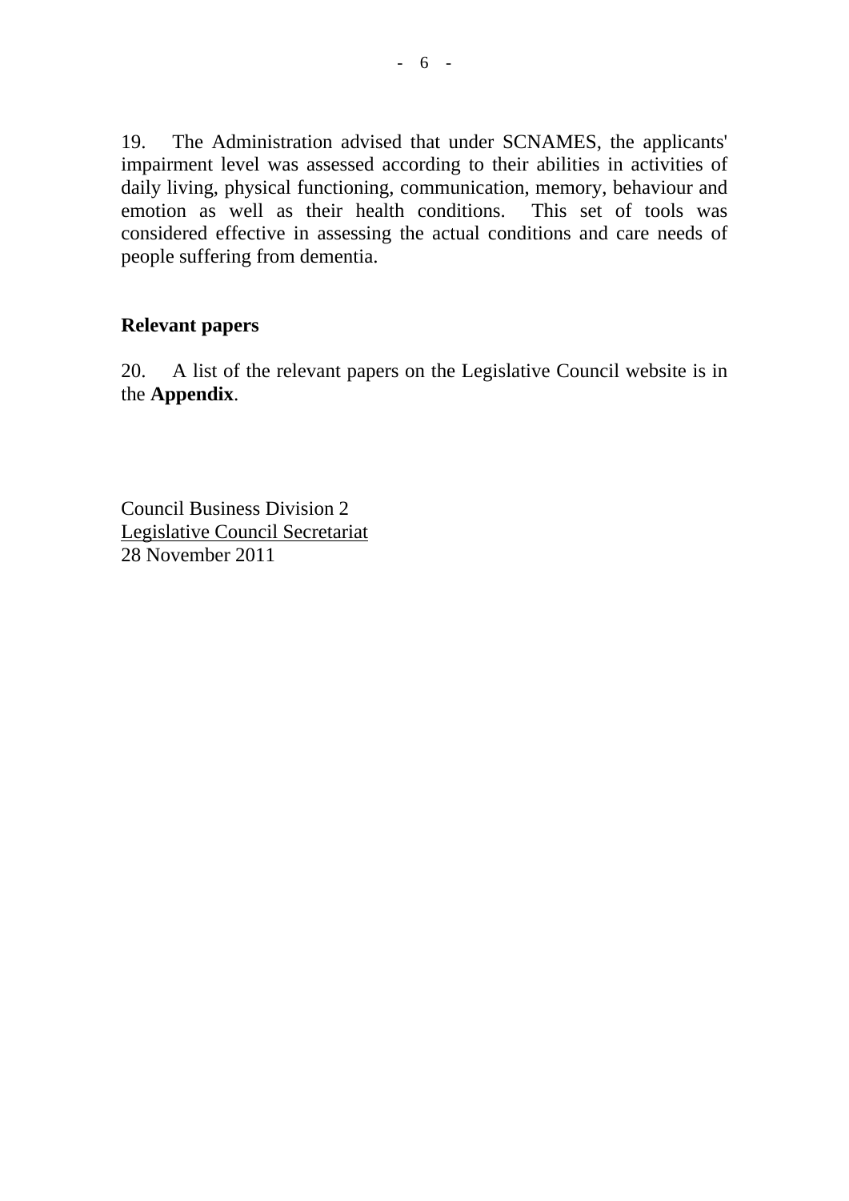19. The Administration advised that under SCNAMES, the applicants' impairment level was assessed according to their abilities in activities of daily living, physical functioning, communication, memory, behaviour and emotion as well as their health conditions. This set of tools was considered effective in assessing the actual conditions and care needs of people suffering from dementia.

**Relevant papers**

20. A list of the relevant papers on the Legislative Council website is in the **Appendix**.

Council Business Division 2
Legislative Council Secretariat
28 November 2011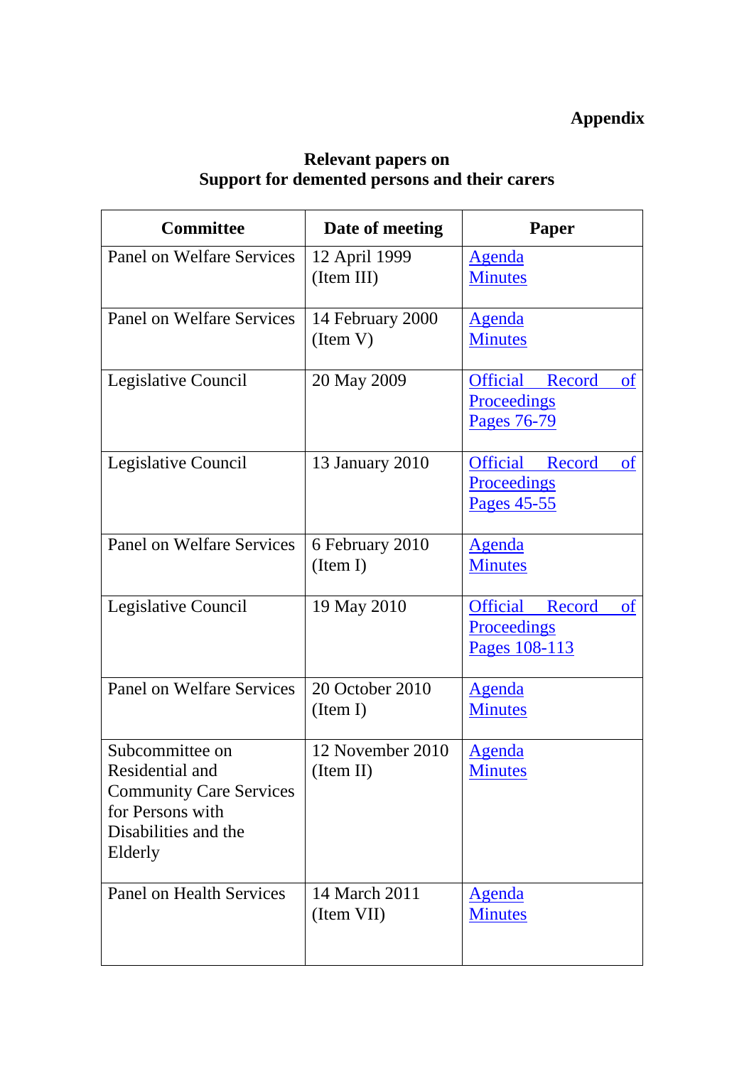**Appendix**

**Relevant papers on**
**Support for demented persons and their carers**

| Committee | Date of meeting | Paper |
|---|---|---|
| Panel on Welfare Services | 12 April 1999 (Item III) | Agenda Minutes |
| Panel on Welfare Services | 14 February 2000 (Item V) | Agenda Minutes |
| Legislative Council | 20 May 2009 | Official Record of Proceedings Pages 76-79 |
| Legislative Council | 13 January 2010 | Official Record of Proceedings Pages 45-55 |
| Panel on Welfare Services | 6 February 2010 (Item I) | Agenda Minutes |
| Legislative Council | 19 May 2010 | Official Record of Proceedings Pages 108-113 |
| Panel on Welfare Services | 20 October 2010 (Item I) | Agenda Minutes |
| Subcommittee on Residential and Community Care Services for Persons with Disabilities and the Elderly | 12 November 2010 (Item II) | Agenda Minutes |
| Panel on Health Services | 14 March 2011 (Item VII) | Agenda Minutes |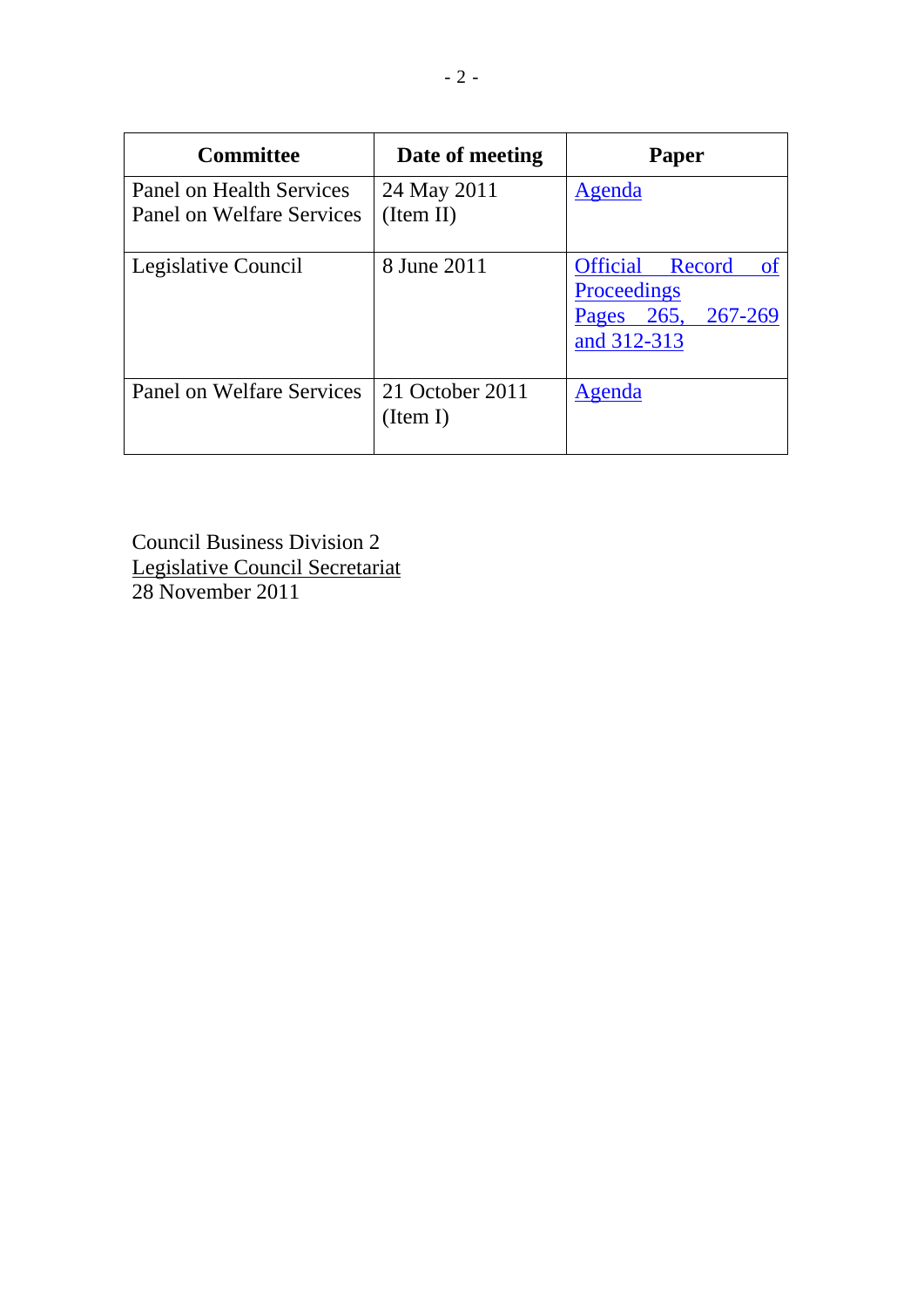| Committee | Date of meeting | Paper |
|---|---|---|
| Panel on Health Services<br>Panel on Welfare Services | 24 May 2011<br>(Item II) | Agenda |
| Legislative Council | 8 June 2011 | Official Record of Proceedings<br>Pages 265, 267-269 and 312-313 |
| Panel on Welfare Services | 21 October 2011<br>(Item I) | Agenda |

Council Business Division 2
Legislative Council Secretariat
28 November 2011